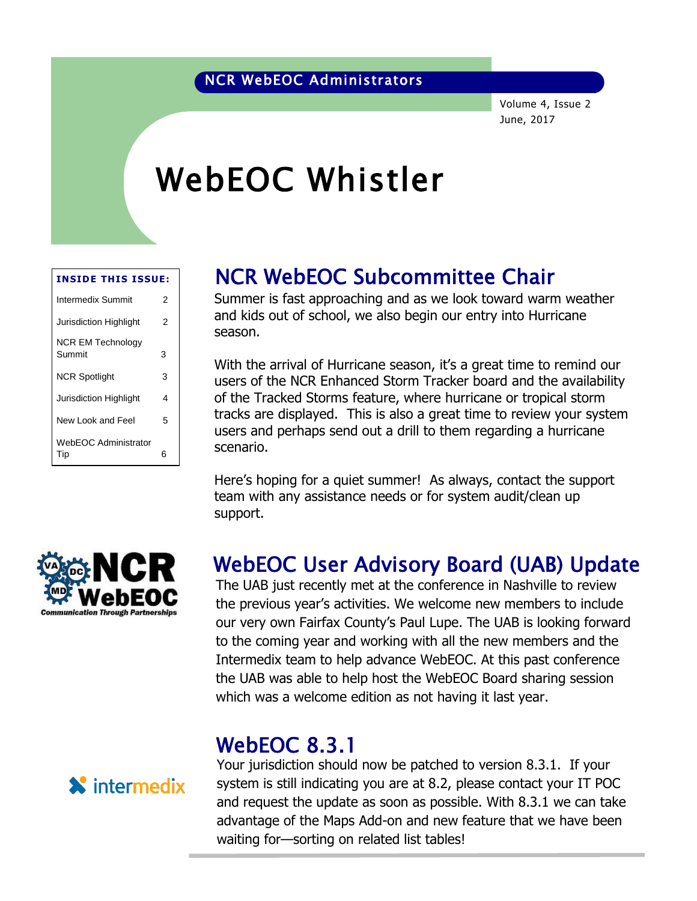NCR WebEOC Administrators

Volume 4, Issue 2
June, 2017

# WebEOC Whistler

**INSIDE THIS ISSUE:**

| | |
|---|---|
| Intermedix Summit | 2 |
| Jurisdiction Highlight | 2 |
| NCR EM Technology Summit | 3 |
| NCR Spotlight | 3 |
| Jurisdiction Highlight | 4 |
| New Look and Feel | 5 |
| WebEOC Administrator Tip | 6 |

## NCR WebEOC Subcommittee Chair

Summer is fast approaching and as we look toward warm weather and kids out of school, we also begin our entry into Hurricane season.

With the arrival of Hurricane season, it's a great time to remind our users of the NCR Enhanced Storm Tracker board and the availability of the Tracked Storms feature, where hurricane or tropical storm tracks are displayed. This is also a great time to review your system users and perhaps send out a drill to them regarding a hurricane scenario.

Here's hoping for a quiet summer! As always, contact the support team with any assistance needs or for system audit/clean up support.

## WebEOC User Advisory Board (UAB) Update

The UAB just recently met at the conference in Nashville to review the previous year's activities. We welcome new members to include our very own Fairfax County's Paul Lupe. The UAB is looking forward to the coming year and working with all the new members and the Intermedix team to help advance WebEOC. At this past conference the UAB was able to help host the WebEOC Board sharing session which was a welcome edition as not having it last year.

## WebEOC 8.3.1

Your jurisdiction should now be patched to version 8.3.1. If your system is still indicating you are at 8.2, please contact your IT POC and request the update as soon as possible. With 8.3.1 we can take advantage of the Maps Add-on and new feature that we have been waiting for—sorting on related list tables!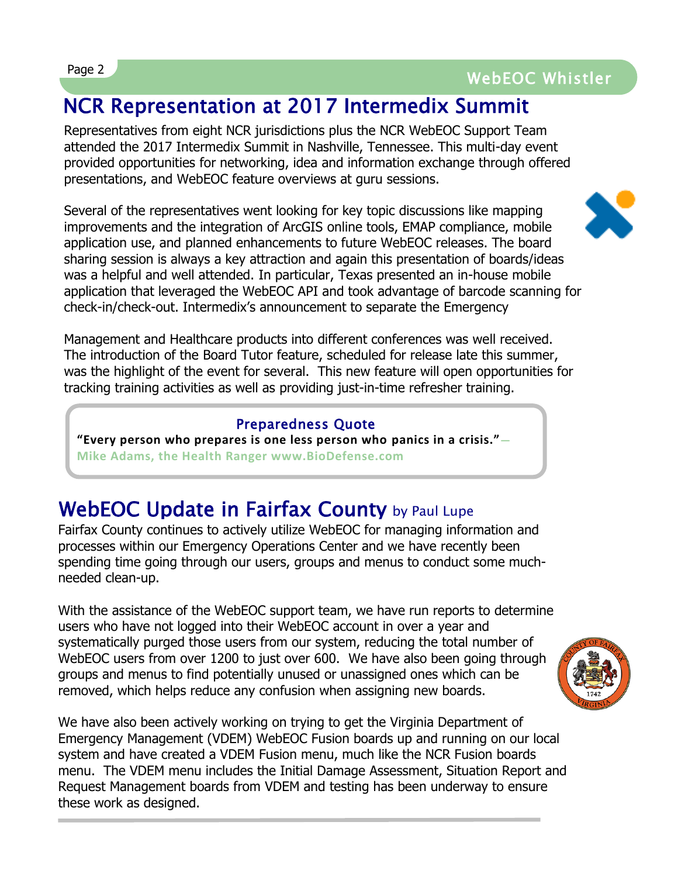## NCR Representation at 2017 Intermedix Summit

Representatives from eight NCR jurisdictions plus the NCR WebEOC Support Team attended the 2017 Intermedix Summit in Nashville, Tennessee. This multi-day event provided opportunities for networking, idea and information exchange through offered presentations, and WebEOC feature overviews at guru sessions.

Several of the representatives went looking for key topic discussions like mapping improvements and the integration of ArcGIS online tools, EMAP compliance, mobile application use, and planned enhancements to future WebEOC releases. The board sharing session is always a key attraction and again this presentation of boards/ideas was a helpful and well attended. In particular, Texas presented an in-house mobile application that leveraged the WebEOC API and took advantage of barcode scanning for check-in/check-out. Intermedix's announcement to separate the Emergency Management and Healthcare products into different conferences was well received. The introduction of the Board Tutor feature, scheduled for release late this summer, was the highlight of the event for several. This new feature will open opportunities for tracking training activities as well as providing just-in-time refresher training.

> **Preparedness Quote**
>
> **"Every person who prepares is one less person who panics in a crisis."— Mike Adams, the Health Ranger www.BioDefense.com**

## WebEOC Update in Fairfax County by Paul Lupe

Fairfax County continues to actively utilize WebEOC for managing information and processes within our Emergency Operations Center and we have recently been spending time going through our users, groups and menus to conduct some much-needed clean-up.

With the assistance of the WebEOC support team, we have run reports to determine users who have not logged into their WebEOC account in over a year and systematically purged those users from our system, reducing the total number of WebEOC users from over 1200 to just over 600. We have also been going through groups and menus to find potentially unused or unassigned ones which can be removed, which helps reduce any confusion when assigning new boards.

We have also been actively working on trying to get the Virginia Department of Emergency Management (VDEM) WebEOC Fusion boards up and running on our local system and have created a VDEM Fusion menu, much like the NCR Fusion boards menu. The VDEM menu includes the Initial Damage Assessment, Situation Report and Request Management boards from VDEM and testing has been underway to ensure these work as designed.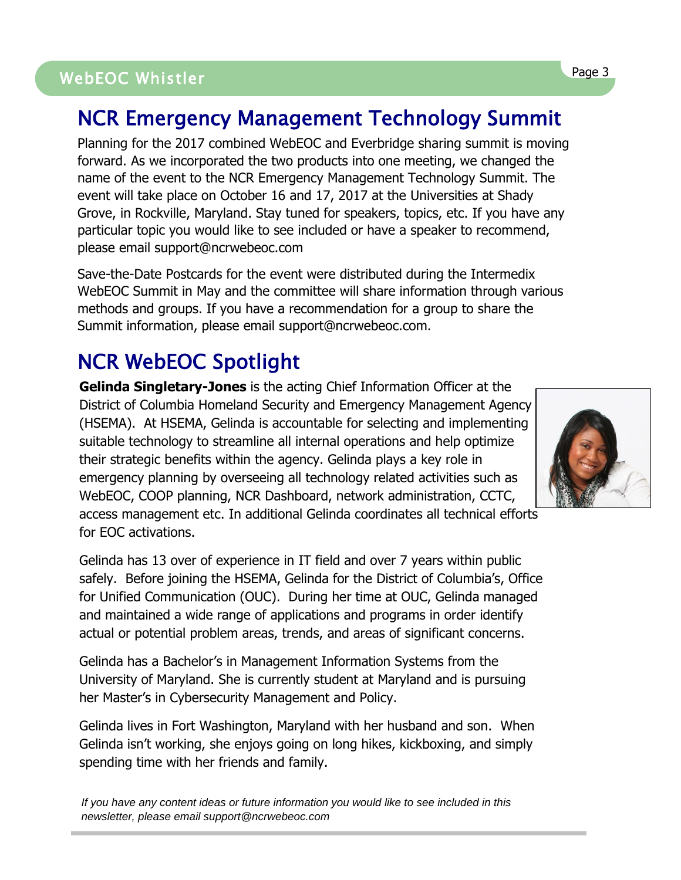## NCR Emergency Management Technology Summit

Planning for the 2017 combined WebEOC and Everbridge sharing summit is moving forward. As we incorporated the two products into one meeting, we changed the name of the event to the NCR Emergency Management Technology Summit. The event will take place on October 16 and 17, 2017 at the Universities at Shady Grove, in Rockville, Maryland. Stay tuned for speakers, topics, etc. If you have any particular topic you would like to see included or have a speaker to recommend, please email support@ncrwebeoc.com

Save-the-Date Postcards for the event were distributed during the Intermedix WebEOC Summit in May and the committee will share information through various methods and groups. If you have a recommendation for a group to share the Summit information, please email support@ncrwebeoc.com.

## NCR WebEOC Spotlight

**Gelinda Singletary-Jones** is the acting Chief Information Officer at the District of Columbia Homeland Security and Emergency Management Agency (HSEMA). At HSEMA, Gelinda is accountable for selecting and implementing suitable technology to streamline all internal operations and help optimize their strategic benefits within the agency. Gelinda plays a key role in emergency planning by overseeing all technology related activities such as WebEOC, COOP planning, NCR Dashboard, network administration, CCTC, access management etc. In additional Gelinda coordinates all technical efforts for EOC activations.

Gelinda has 13 over of experience in IT field and over 7 years within public safely. Before joining the HSEMA, Gelinda for the District of Columbia's, Office for Unified Communication (OUC). During her time at OUC, Gelinda managed and maintained a wide range of applications and programs in order identify actual or potential problem areas, trends, and areas of significant concerns.

Gelinda has a Bachelor's in Management Information Systems from the University of Maryland. She is currently student at Maryland and is pursuing her Master's in Cybersecurity Management and Policy.

Gelinda lives in Fort Washington, Maryland with her husband and son. When Gelinda isn't working, she enjoys going on long hikes, kickboxing, and simply spending time with her friends and family.

*If you have any content ideas or future information you would like to see included in this newsletter, please email support@ncrwebeoc.com*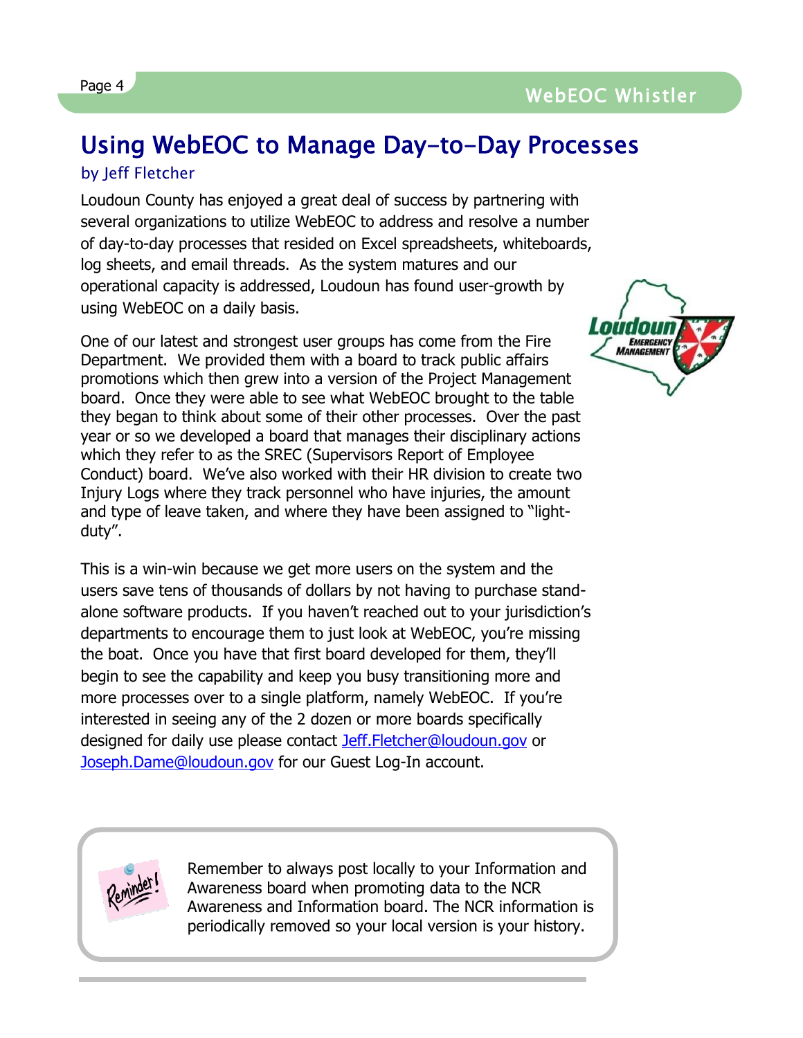# Using WebEOC to Manage Day-to-Day Processes

by Jeff Fletcher

Loudoun County has enjoyed a great deal of success by partnering with several organizations to utilize WebEOC to address and resolve a number of day-to-day processes that resided on Excel spreadsheets, whiteboards, log sheets, and email threads. As the system matures and our operational capacity is addressed, Loudoun has found user-growth by using WebEOC on a daily basis.

One of our latest and strongest user groups has come from the Fire Department. We provided them with a board to track public affairs promotions which then grew into a version of the Project Management board. Once they were able to see what WebEOC brought to the table they began to think about some of their other processes. Over the past year or so we developed a board that manages their disciplinary actions which they refer to as the SREC (Supervisors Report of Employee Conduct) board. We've also worked with their HR division to create two Injury Logs where they track personnel who have injuries, the amount and type of leave taken, and where they have been assigned to "light-duty".

This is a win-win because we get more users on the system and the users save tens of thousands of dollars by not having to purchase stand-alone software products. If you haven't reached out to your jurisdiction's departments to encourage them to just look at WebEOC, you're missing the boat. Once you have that first board developed for them, they'll begin to see the capability and keep you busy transitioning more and more processes over to a single platform, namely WebEOC. If you're interested in seeing any of the 2 dozen or more boards specifically designed for daily use please contact Jeff.Fletcher@loudoun.gov or Joseph.Dame@loudoun.gov for our Guest Log-In account.

Remember to always post locally to your Information and Awareness board when promoting data to the NCR Awareness and Information board. The NCR information is periodically removed so your local version is your history.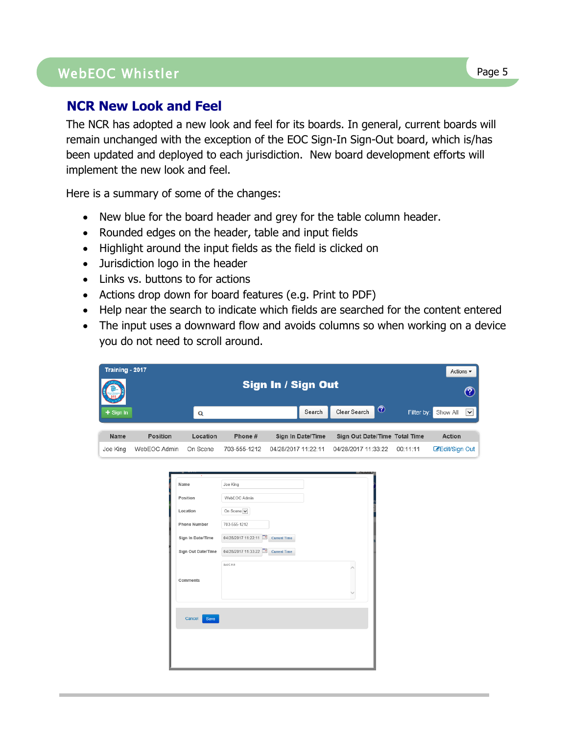## NCR New Look and Feel

The NCR has adopted a new look and feel for its boards. In general, current boards will remain unchanged with the exception of the EOC Sign-In Sign-Out board, which is/has been updated and deployed to each jurisdiction. New board development efforts will implement the new look and feel.

Here is a summary of some of the changes:

- New blue for the board header and grey for the table column header.
- Rounded edges on the header, table and input fields
- Highlight around the input fields as the field is clicked on
- Jurisdiction logo in the header
- Links vs. buttons to for actions
- Actions drop down for board features (e.g. Print to PDF)
- Help near the search to indicate which fields are searched for the content entered
- The input uses a downward flow and avoids columns so when working on a device you do not need to scroll around.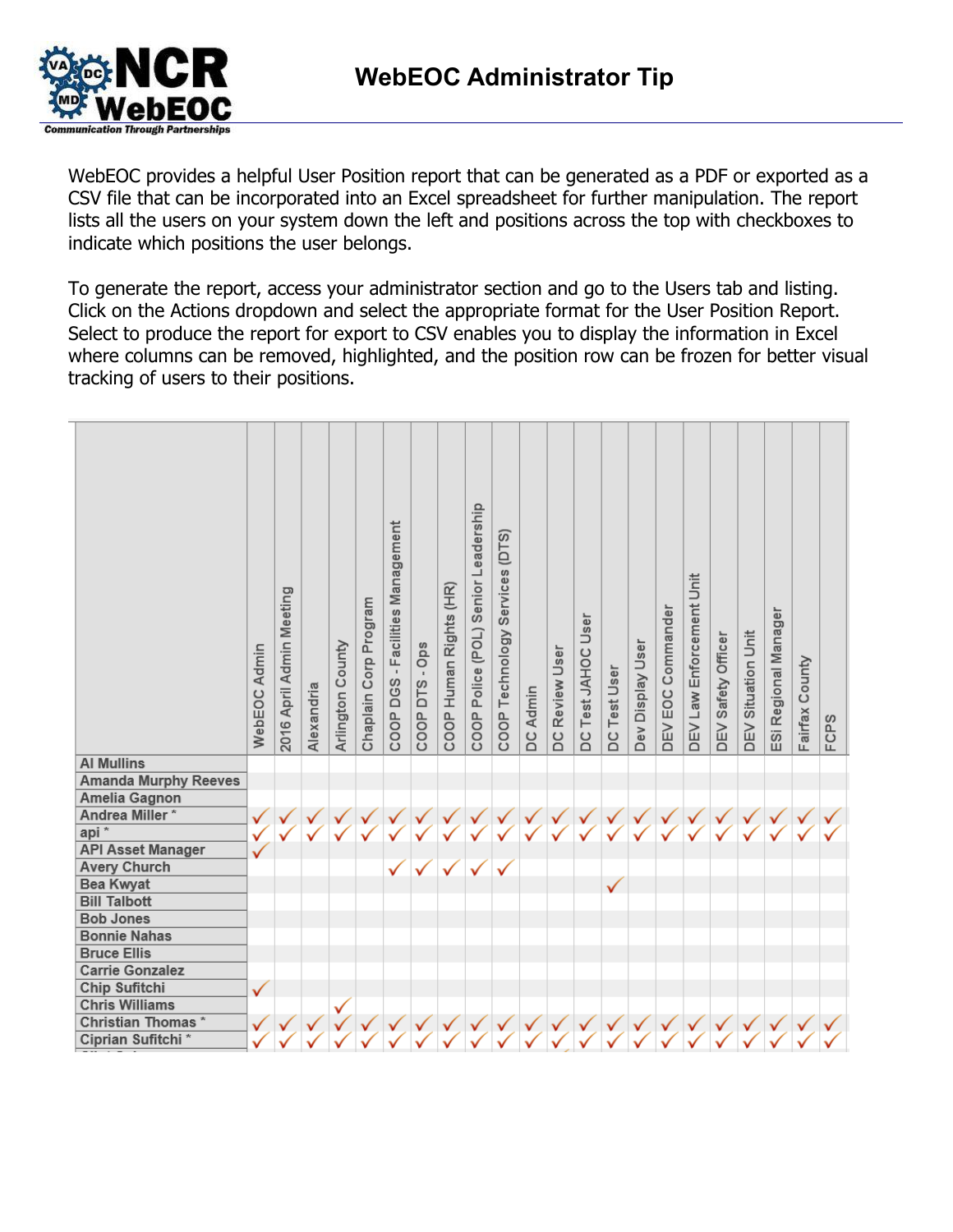# WebEOC Administrator Tip

WebEOC provides a helpful User Position report that can be generated as a PDF or exported as a CSV file that can be incorporated into an Excel spreadsheet for further manipulation. The report lists all the users on your system down the left and positions across the top with checkboxes to indicate which positions the user belongs.

To generate the report, access your administrator section and go to the Users tab and listing. Click on the Actions dropdown and select the appropriate format for the User Position Report. Select to produce the report for export to CSV enables you to display the information in Excel where columns can be removed, highlighted, and the position row can be frozen for better visual tracking of users to their positions.

| | WebEOC Admin | 2016 April Admin Meeting | Alexandria | Arlington County | Chaplain Corp Program | COOP DGS - Facilities Management | COOP DTS - Ops | COOP Human Rights (HR) | COOP Police (POL) Senior Leadership | COOP Technology Services (DTS) | DC Admin | DC Review User | DC Test JAHOC User | DC Test User | Dev Display User | DEV EOC Commander | DEV Law Enforcement Unit | DEV Safety Officer | DEV Situation Unit | ESi Regional Manager | Fairfax County | FCPS |
|---|---|---|---|---|---|---|---|---|---|---|---|---|---|---|---|---|---|---|---|---|---|---|
| Al Mullins | | | | | | | | | | | | | | | | | | | | | | |
| Amanda Murphy Reeves | | | | | | | | | | | | | | | | | | | | | | |
| Amelia Gagnon | | | | | | | | | | | | | | | | | | | | | | |
| Andrea Miller * | ✓ | ✓ | ✓ | ✓ | ✓ | ✓ | ✓ | ✓ | ✓ | ✓ | ✓ | ✓ | ✓ | ✓ | ✓ | ✓ | ✓ | ✓ | ✓ | ✓ | ✓ | ✓ |
| api * | ✓ | ✓ | ✓ | ✓ | ✓ | ✓ | ✓ | ✓ | ✓ | ✓ | ✓ | ✓ | ✓ | ✓ | ✓ | ✓ | ✓ | ✓ | ✓ | ✓ | ✓ | ✓ |
| API Asset Manager | ✓ | | | | | | | | | | | | | | | | | | | | | |
| Avery Church | | | | | | ✓ | ✓ | ✓ | ✓ | ✓ | | | | | | | | | | | | |
| Bea Kwyat | | | | | | | | | | | | | | ✓ | | | | | | | | |
| Bill Talbott | | | | | | | | | | | | | | | | | | | | | | |
| Bob Jones | | | | | | | | | | | | | | | | | | | | | | |
| Bonnie Nahas | | | | | | | | | | | | | | | | | | | | | | |
| Bruce Ellis | | | | | | | | | | | | | | | | | | | | | | |
| Carrie Gonzalez | | | | | | | | | | | | | | | | | | | | | | |
| Chip Sufitchi | ✓ | | | | | | | | | | | | | | | | | | | | | |
| Chris Williams | | | | ✓ | | | | | | | | | | | | | | | | | | |
| Christian Thomas * | ✓ | ✓ | ✓ | ✓ | ✓ | ✓ | ✓ | ✓ | ✓ | ✓ | ✓ | ✓ | ✓ | ✓ | ✓ | ✓ | ✓ | ✓ | ✓ | ✓ | ✓ | ✓ |
| Ciprian Sufitchi * | ✓ | ✓ | ✓ | ✓ | ✓ | ✓ | ✓ | ✓ | ✓ | ✓ | ✓ | ✓ | ✓ | ✓ | ✓ | ✓ | ✓ | ✓ | ✓ | ✓ | ✓ | ✓ |